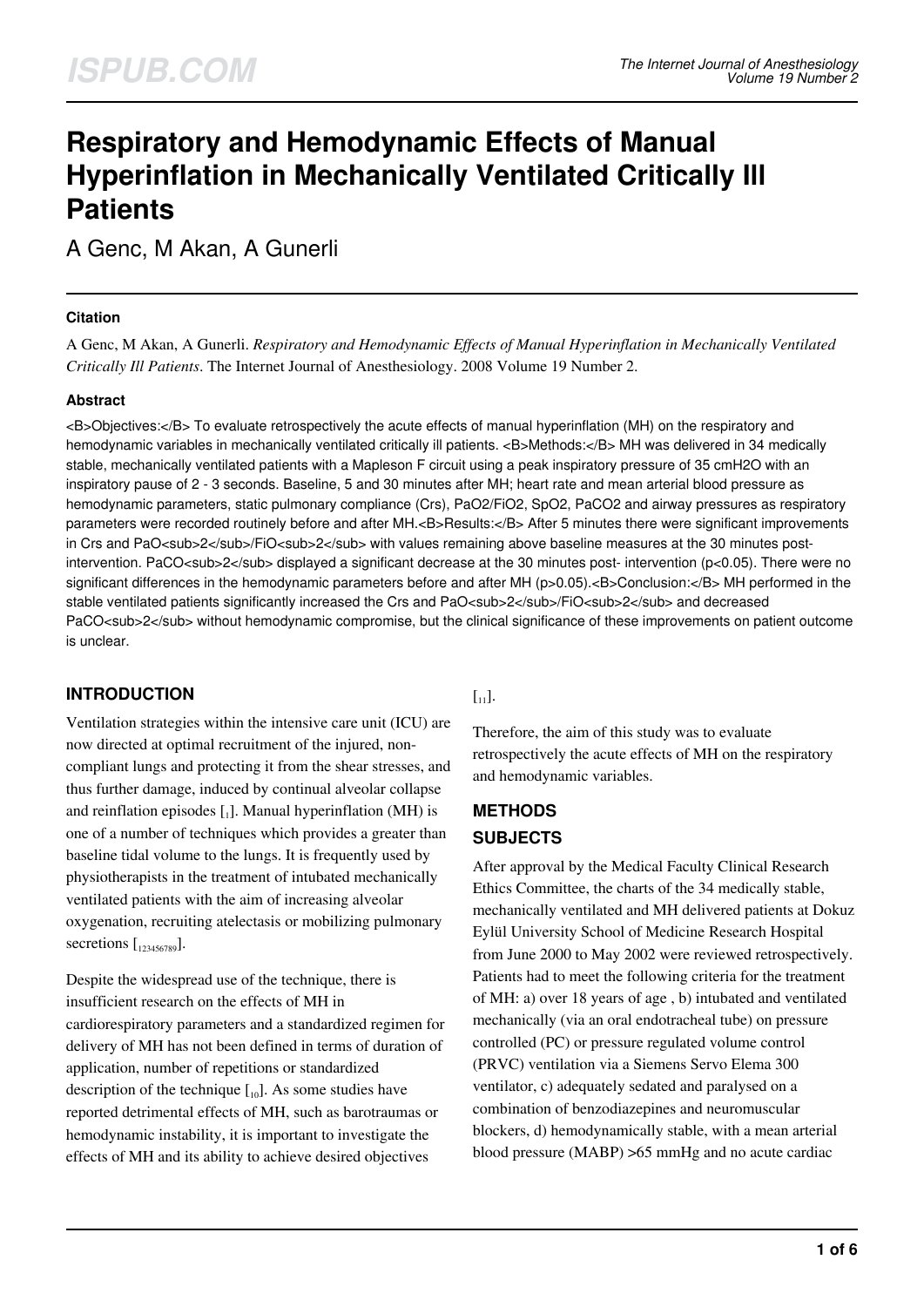# Respiratory and Hemodynamic Effects of Manual Hyperinflation in Mechanically Ventilated Critically Ill Patients

A Genc, M Akan, A Gunerli

### Citation

A Genc, M Akan, A Gunerli. *Respiratory and Hemodynamic Effects of Manual Hyperinflation in Mechanically Ventilated Critically Ill Patients*. The Internet Journal of Anesthesiology. 2008 Volume 19 Number 2.

### Abstract

<B>Objectives:</B> To evaluate retrospectively the acute effects of manual hyperinflation (MH) on the respiratory and hemodynamic variables in mechanically ventilated critically ill patients. <B>Methods:</B> MH was delivered in 34 medically stable, mechanically ventilated patients with a Mapleson F circuit using a peak inspiratory pressure of 35 cmH2O with an inspiratory pause of 2 - 3 seconds. Baseline, 5 and 30 minutes after MH; heart rate and mean arterial blood pressure as hemodynamic parameters, static pulmonary compliance (Crs), PaO2/FiO2, SpO2, PaCO2 and airway pressures as respiratory parameters were recorded routinely before and after MH.<B>Results:</B> After 5 minutes there were significant improvements in Crs and PaO<sub>2</sub>/FiO<sub>2</sub> with values remaining above baseline measures at the 30 minutes post-intervention. PaCO<sub>2</sub> displayed a significant decrease at the 30 minutes post- intervention (p<0.05). There were no significant differences in the hemodynamic parameters before and after MH (p>0.05).<B>Conclusion:</B> MH performed in the stable ventilated patients significantly increased the Crs and PaO<sub>2</sub>/FiO<sub>2</sub> and decreased PaCO<sub>2</sub> without hemodynamic compromise, but the clinical significance of these improvements on patient outcome is unclear.

## INTRODUCTION

Ventilation strategies within the intensive care unit (ICU) are now directed at optimal recruitment of the injured, non-compliant lungs and protecting it from the shear stresses, and thus further damage, induced by continual alveolar collapse and reinflation episodes [1]. Manual hyperinflation (MH) is one of a number of techniques which provides a greater than baseline tidal volume to the lungs. It is frequently used by physiotherapists in the treatment of intubated mechanically ventilated patients with the aim of increasing alveolar oxygenation, recruiting atelectasis or mobilizing pulmonary secretions [1,2,3,4,5,6,7,8,9].

Despite the widespread use of the technique, there is insufficient research on the effects of MH in cardiorespiratory parameters and a standardized regimen for delivery of MH has not been defined in terms of duration of application, number of repetitions or standardized description of the technique [10]. As some studies have reported detrimental effects of MH, such as barotraumas or hemodynamic instability, it is important to investigate the effects of MH and its ability to achieve desired objectives [11].

Therefore, the aim of this study was to evaluate retrospectively the acute effects of MH on the respiratory and hemodynamic variables.

## METHODS

### SUBJECTS

After approval by the Medical Faculty Clinical Research Ethics Committee, the charts of the 34 medically stable, mechanically ventilated and MH delivered patients at Dokuz Eylül University School of Medicine Research Hospital from June 2000 to May 2002 were reviewed retrospectively. Patients had to meet the following criteria for the treatment of MH: a) over 18 years of age , b) intubated and ventilated mechanically (via an oral endotracheal tube) on pressure controlled (PC) or pressure regulated volume control (PRVC) ventilation via a Siemens Servo Elema 300 ventilator, c) adequately sedated and paralysed on a combination of benzodiazepines and neuromuscular blockers, d) hemodynamically stable, with a mean arterial blood pressure (MABP) >65 mmHg and no acute cardiac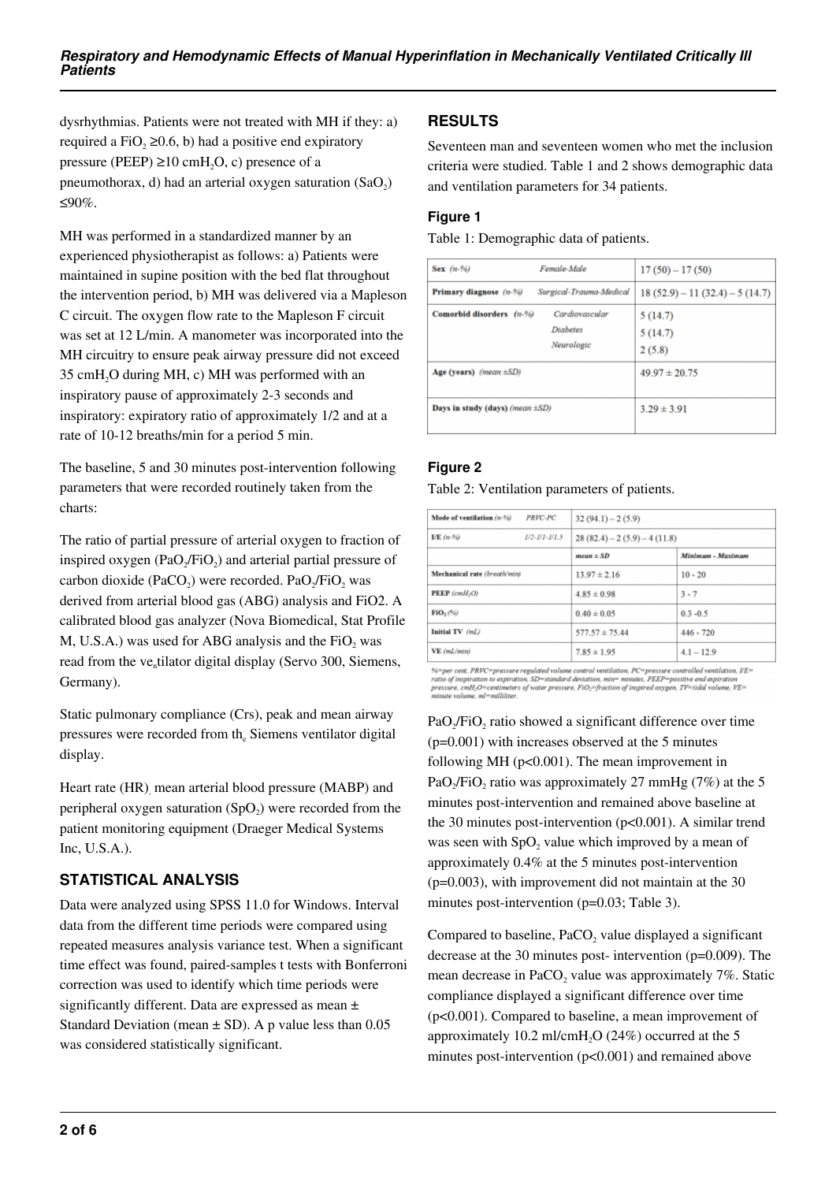dysrhythmias. Patients were not treated with MH if they: a) required a $FiO_2 \geq 0.6$, b) had a positive end expiratory pressure (PEEP) $\geq 10$ $cmH_2O$, c) presence of a pneumothorax, d) had an arterial oxygen saturation ($SaO_2$) $\leq 90\%$.

MH was performed in a standardized manner by an experienced physiotherapist as follows: a) Patients were maintained in supine position with the bed flat throughout the intervention period, b) MH was delivered via a Mapleson C circuit. The oxygen flow rate to the Mapleson F circuit was set at 12 L/min. A manometer was incorporated into the MH circuitry to ensure peak airway pressure did not exceed 35 $cmH_2O$ during MH, c) MH was performed with an inspiratory pause of approximately 2-3 seconds and inspiratory: expiratory ratio of approximately 1/2 and at a rate of 10-12 breaths/min for a period 5 min.

The baseline, 5 and 30 minutes post-intervention following parameters that were recorded routinely taken from the charts:

The ratio of partial pressure of arterial oxygen to fraction of inspired oxygen ($PaO_2/FiO_2$) and arterial partial pressure of carbon dioxide ($PaCO_2$) were recorded. $PaO_2/FiO_2$ was derived from arterial blood gas (ABG) analysis and FiO2. A calibrated blood gas analyzer (Nova Biomedical, Stat Profile M, U.S.A.) was used for ABG analysis and the $FiO_2$ was read from the ve$_n$tilator digital display (Servo 300, Siemens, Germany).

Static pulmonary compliance (Crs), peak and mean airway pressures were recorded from th$_e$ Siemens ventilator digital display.

Heart rate (HR)$_,$ mean arterial blood pressure (MABP) and peripheral oxygen saturation ($SpO_2$) were recorded from the patient monitoring equipment (Draeger Medical Systems Inc, U.S.A.).

## STATISTICAL ANALYSIS

Data were analyzed using SPSS 11.0 for Windows. Interval data from the different time periods were compared using repeated measures analysis variance test. When a significant time effect was found, paired-samples t tests with Bonferroni correction was used to identify which time periods were significantly different. Data are expressed as mean ± Standard Deviation (mean ± SD). A p value less than 0.05 was considered statistically significant.

## RESULTS

Seventeen man and seventeen women who met the inclusion criteria were studied. Table 1 and 2 shows demographic data and ventilation parameters for 34 patients.

### Figure 1

Table 1: Demographic data of patients.

| | | |
|---|---|---|
| **Sex** *(n-%)* | *Female-Male* | 17 (50) – 17 (50) |
| **Primary diagnose** *(n-%)* | *Surgical-Trauma-Medical* | 18 (52.9) – 11 (32.4) – 5 (14.7) |
| **Comorbid disorders** *(n-%)* | *Cardiovascular* | 5 (14.7) |
| | *Diabetes* | 5 (14.7) |
| | *Neurologic* | 2 (5.8) |
| **Age (years)** *(mean ±SD)* | | 49.97 ± 20.75 |
| **Days in study (days)** *(mean ±SD)* | | 3.29 ± 3.91 |

### Figure 2

Table 2: Ventilation parameters of patients.

| | | | |
|---|---|---|---|
| **Mode of ventilation** *(n-%)* | *PRVC-PC* | 32 (94.1) – 2 (5.9) | |
| **I/E** *(n-%)* | *1/2-1/1-1/1.5* | 28 (82.4) – 2 (5.9) – 4 (11.8) | |
| | | ***mean ± SD*** | ***Minimum - Maximum*** |
| **Mechanical rate** *(breath/min)* | | 13.97 ± 2.16 | 10 - 20 |
| **PEEP** *(cmH₂O)* | | 4.85 ± 0.98 | 3 - 7 |
| **FiO₂** *(%)* | | 0.40 ± 0.05 | 0.3 -0.5 |
| **Initial TV** *(mL)* | | 577.57 ± 75.44 | 446 - 720 |
| **VE** *(mL/min)* | | 7.85 ± 1.95 | 4.1 – 12.9 |

%=per cent, PRVC=pressure regulated volume control ventilation, PC=pressure controlled ventilation, I/E= ratio of inspiration to expiration, SD=standard deviation, min= minutes, PEEP=positive end expiration pressure, $cmH_2O$=centimeters of water pressure, $FiO_2$=fraction of inspired oxygen, TV=tidal volume, VE= minute volume, ml=milliliter.

$PaO_2/FiO_2$ ratio showed a significant difference over time (p=0.001) with increases observed at the 5 minutes following MH (p<0.001). The mean improvement in $PaO_2/FiO_2$ ratio was approximately 27 mmHg (7%) at the 5 minutes post-intervention and remained above baseline at the 30 minutes post-intervention (p<0.001). A similar trend was seen with $SpO_2$ value which improved by a mean of approximately 0.4% at the 5 minutes post-intervention (p=0.003), with improvement did not maintain at the 30 minutes post-intervention (p=0.03; Table 3).

Compared to baseline, $PaCO_2$ value displayed a significant decrease at the 30 minutes post- intervention (p=0.009). The mean decrease in $PaCO_2$ value was approximately 7%. Static compliance displayed a significant difference over time (p<0.001). Compared to baseline, a mean improvement of approximately 10.2 ml/$cmH_2O$ (24%) occurred at the 5 minutes post-intervention (p<0.001) and remained above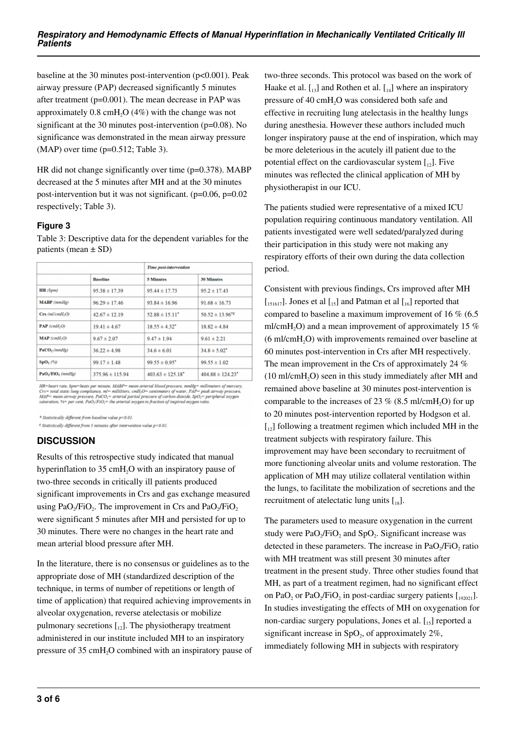baseline at the 30 minutes post-intervention ($p<0.001$). Peak airway pressure (PAP) decreased significantly 5 minutes after treatment ($p=0.001$). The mean decrease in PAP was approximately 0.8 $cmH_2O$ (4%) with the change was not significant at the 30 minutes post-intervention ($p=0.08$). No significance was demonstrated in the mean airway pressure (MAP) over time ($p=0.512$; Table 3).

HR did not change significantly over time ($p=0.378$). MABP decreased at the 5 minutes after MH and at the 30 minutes post-intervention but it was not significant. ($p=0.06$, $p=0.02$ respectively; Table 3).

### Figure 3

Table 3: Descriptive data for the dependent variables for the patients (mean ± SD)

| | Baseline | Time post-intervention | |
|---|---|---|---|
| | | 5 Minutes | 30 Minutes |
| HR (bpm) | 95.38 ± 17.39 | 95.44 ± 17.73 | 95.2 ± 17.43 |
| MABP (mmHg) | 96.29 ± 17.46 | 93.84 ± 16.96 | 91.68 ± 16.73 |
| Crs ($ml/cmH_2O$) | 42.67 ± 12.19 | 52.88 ± 15.11* | 50.52 ± 13.96*ɛ |
| PAP ($cmH_2O$) | 19.41 ± 4.67 | 18.55 ± 4.32* | 18.82 ± 4.84 |
| MAP ($cmH_2O$) | 9.67 ± 2.07 | 9.47 ± 1.94 | 9.61 ± 2.21 |
| $PaCO_2$ (mmHg) | 36.22 ± 4.98 | 34.6 ± 6.01 | 34.8 ± 5.02* |
| $SpO_2$ (%) | 99.17 ± 1.48 | 99.55 ± 0.95* | 99.55 ± 1.02 |
| $PaO_2/FiO_2$ (mmHg) | 375.96 ± 115.94 | 403.63 ± 125.18* | 404.88 ± 124.23* |

HR=heart rate, bpm=beats per minute, MABP= mean arterial blood pressure, mmHg= millimeters of mercury, Crs= total static lung compliance, ml= milliliters, $cmH_2O$= centimeters of water, PAP= peak airway pressure, MAP= mean airway pressure, $PaCO_2$= arterial partial pressure of carbon dioxide, $SpO_2$= peripheral oxygen saturation, %= per cent, $PaO_2/FiO_2$= the arterial oxygen to fraction of inspired oxygen ratio.

* Statistically different from baseline value $p<0.01$.

ɛ Statistically different from 5 minutes after intervention value $p<0.01$.

## DISCUSSION

Results of this retrospective study indicated that manual hyperinflation to 35 $cmH_2O$ with an inspiratory pause of two-three seconds in critically ill patients produced significant improvements in Crs and gas exchange measured using $PaO_2/FiO_2$. The improvement in Crs and $PaO_2/FiO_2$ were significant 5 minutes after MH and persisted for up to 30 minutes. There were no changes in the heart rate and mean arterial blood pressure after MH.

In the literature, there is no consensus or guidelines as to the appropriate dose of MH (standardized description of the technique, in terms of number of repetitions or length of time of application) that required achieving improvements in alveolar oxygenation, reverse atelectasis or mobilize pulmonary secretions [12]. The physiotherapy treatment administered in our institute included MH to an inspiratory pressure of 35 $cmH_2O$ combined with an inspiratory pause of two-three seconds. This protocol was based on the work of Haake et al. [13] and Rothen et al. [14] where an inspiratory pressure of 40 $cmH_2O$ was considered both safe and effective in recruiting lung atelectasis in the healthy lungs during anesthesia. However these authors included much longer inspiratory pause at the end of inspiration, which may be more deleterious in the acutely ill patient due to the potential effect on the cardiovascular system [12]. Five minutes was reflected the clinical application of MH by physiotherapist in our ICU.

The patients studied were representative of a mixed ICU population requiring continuous mandatory ventilation. All patients investigated were well sedated/paralyzed during their participation in this study were not making any respiratory efforts of their own during the data collection period.

Consistent with previous findings, Crs improved after MH [151617]. Jones et al [15] and Patman et al [16] reported that compared to baseline a maximum improvement of 16 % (6.5 $ml/cmH_2O$) and a mean improvement of approximately 15 % (6 $ml/cmH_2O$) with improvements remained over baseline at 60 minutes post-intervention in Crs after MH respectively. The mean improvement in the Crs of approximately 24 % (10 $ml/cmH_2O$) seen in this study immediately after MH and remained above baseline at 30 minutes post-intervention is comparable to the increases of 23 % (8.5 $ml/cmH_2O$) for up to 20 minutes post-intervention reported by Hodgson et al. [12] following a treatment regimen which included MH in the treatment subjects with respiratory failure. This improvement may have been secondary to recruitment of more functioning alveolar units and volume restoration. The application of MH may utilize collateral ventilation within the lungs, to facilitate the mobilization of secretions and the recruitment of atelectatic lung units [18].

The parameters used to measure oxygenation in the current study were $PaO_2/FiO_2$ and $SpO_2$. Significant increase was detected in these parameters. The increase in $PaO_2/FiO_2$ ratio with MH treatment was still present 30 minutes after treatment in the present study. Three other studies found that MH, as part of a treatment regimen, had no significant effect on $PaO_2$ or $PaO_2/FiO_2$ in post-cardiac surgery patients [192021]. In studies investigating the effects of MH on oxygenation for non-cardiac surgery populations, Jones et al. [15] reported a significant increase in $SpO_2$, of approximately 2%, immediately following MH in subjects with respiratory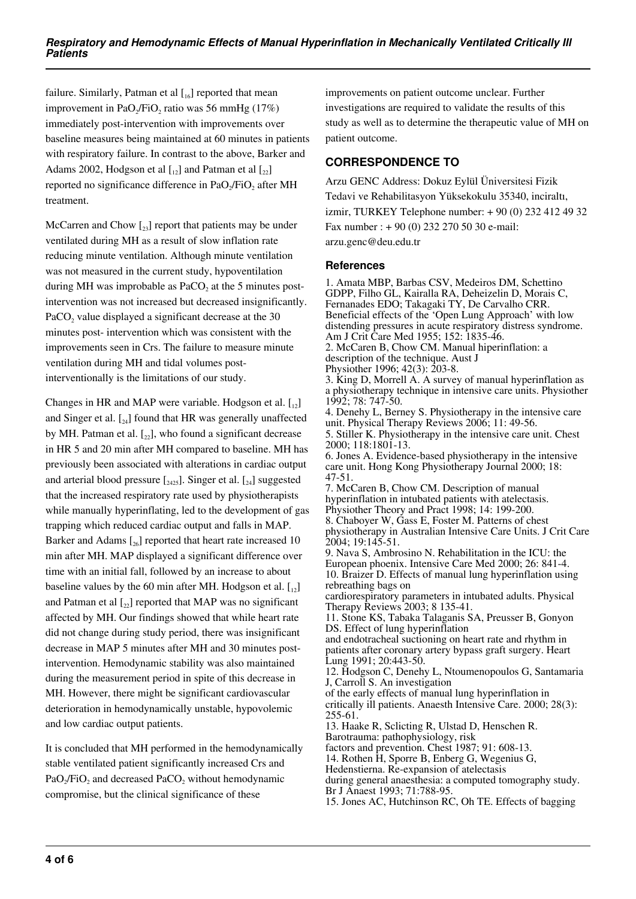failure. Similarly, Patman et al [16] reported that mean improvement in $PaO_2/FiO_2$ ratio was 56 mmHg (17%) immediately post-intervention with improvements over baseline measures being maintained at 60 minutes in patients with respiratory failure. In contrast to the above, Barker and Adams 2002, Hodgson et al [12] and Patman et al [22] reported no significance difference in $PaO_2/FiO_2$ after MH treatment.

McCarren and Chow [23] report that patients may be under ventilated during MH as a result of slow inflation rate reducing minute ventilation. Although minute ventilation was not measured in the current study, hypoventilation during MH was improbable as $PaCO_2$ at the 5 minutes post-intervention was not increased but decreased insignificantly. $PaCO_2$ value displayed a significant decrease at the 30 minutes post- intervention which was consistent with the improvements seen in Crs. The failure to measure minute ventilation during MH and tidal volumes post-interventionally is the limitations of our study.

Changes in HR and MAP were variable. Hodgson et al. [12] and Singer et al. [24] found that HR was generally unaffected by MH. Patman et al. [22], who found a significant decrease in HR 5 and 20 min after MH compared to baseline. MH has previously been associated with alterations in cardiac output and arterial blood pressure [2425]. Singer et al. [24] suggested that the increased respiratory rate used by physiotherapists while manually hyperinflating, led to the development of gas trapping which reduced cardiac output and falls in MAP. Barker and Adams [26] reported that heart rate increased 10 min after MH. MAP displayed a significant difference over time with an initial fall, followed by an increase to about baseline values by the 60 min after MH. Hodgson et al. [12] and Patman et al [22] reported that MAP was no significant affected by MH. Our findings showed that while heart rate did not change during study period, there was insignificant decrease in MAP 5 minutes after MH and 30 minutes post-intervention. Hemodynamic stability was also maintained during the measurement period in spite of this decrease in MH. However, there might be significant cardiovascular deterioration in hemodynamically unstable, hypovolemic and low cardiac output patients.

It is concluded that MH performed in the hemodynamically stable ventilated patient significantly increased Crs and $PaO_2/FiO_2$ and decreased $PaCO_2$ without hemodynamic compromise, but the clinical significance of these improvements on patient outcome unclear. Further investigations are required to validate the results of this study as well as to determine the therapeutic value of MH on patient outcome.

## CORRESPONDENCE TO

Arzu GENC Address: Dokuz Eylül Üniversitesi Fizik Tedavi ve Rehabilitasyon Yüksekokulu 35340, inciraltı, izmir, TURKEY Telephone number: + 90 (0) 232 412 49 32 Fax number : + 90 (0) 232 270 50 30 e-mail: arzu.genc@deu.edu.tr

### References

1. Amata MBP, Barbas CSV, Medeiros DM, Schettino GDPP, Filho GL, Kairalla RA, Deheizelin D, Morais C, Fernanades EDO; Takagaki TY, De Carvalho CRR. Beneficial effects of the 'Open Lung Approach' with low distending pressures in acute respiratory distress syndrome. Am J Crit Care Med 1955; 152: 1835-46.
2. McCaren B, Chow CM. Manual hiperinflation: a description of the technique. Aust J Physiother 1996; 42(3): 203-8.
3. King D, Morrell A. A survey of manual hyperinflation as a physiotherapy technique in intensive care units. Physiother 1992; 78: 747-50.
4. Denehy L, Berney S. Physiotherapy in the intensive care unit. Physical Therapy Reviews 2006; 11: 49-56.
5. Stiller K. Physiotherapy in the intensive care unit. Chest 2000; 118:1801-13.
6. Jones A. Evidence-based physiotherapy in the intensive care unit. Hong Kong Physiotherapy Journal 2000; 18: 47-51.
7. McCaren B, Chow CM. Description of manual hyperinflation in intubated patients with atelectasis. Physiother Theory and Pract 1998; 14: 199-200.
8. Chaboyer W, Gass E, Foster M. Patterns of chest physiotherapy in Australian Intensive Care Units. J Crit Care 2004; 19:145-51.
9. Nava S, Ambrosino N. Rehabilitation in the ICU: the European phoenix. Intensive Care Med 2000; 26: 841-4.
10. Braizer D. Effects of manual lung hyperinflation using rebreathing bags on cardiorespiratory parameters in intubated adults. Physical Therapy Reviews 2003; 8 135-41.
11. Stone KS, Tabaka Talaganis SA, Preusser B, Gonyon DS. Effect of lung hyperinflation and endotracheal suctioning on heart rate and rhythm in patients after coronary artery bypass graft surgery. Heart Lung 1991; 20:443-50.
12. Hodgson C, Denehy L, Ntoumenopoulos G, Santamaria J, Carroll S. An investigation of the early effects of manual lung hyperinflation in critically ill patients. Anaesth Intensive Care. 2000; 28(3): 255-61.
13. Haake R, Sclicting R, Ulstad D, Henschen R. Barotrauma: pathophysiology, risk factors and prevention. Chest 1987; 91: 608-13.
14. Rothen H, Sporre B, Enberg G, Wegenius G, Hedenstierna. Re-expansion of atelectasis during general anaesthesia: a computed tomography study. Br J Anaest 1993; 71:788-95.
15. Jones AC, Hutchinson RC, Oh TE. Effects of bagging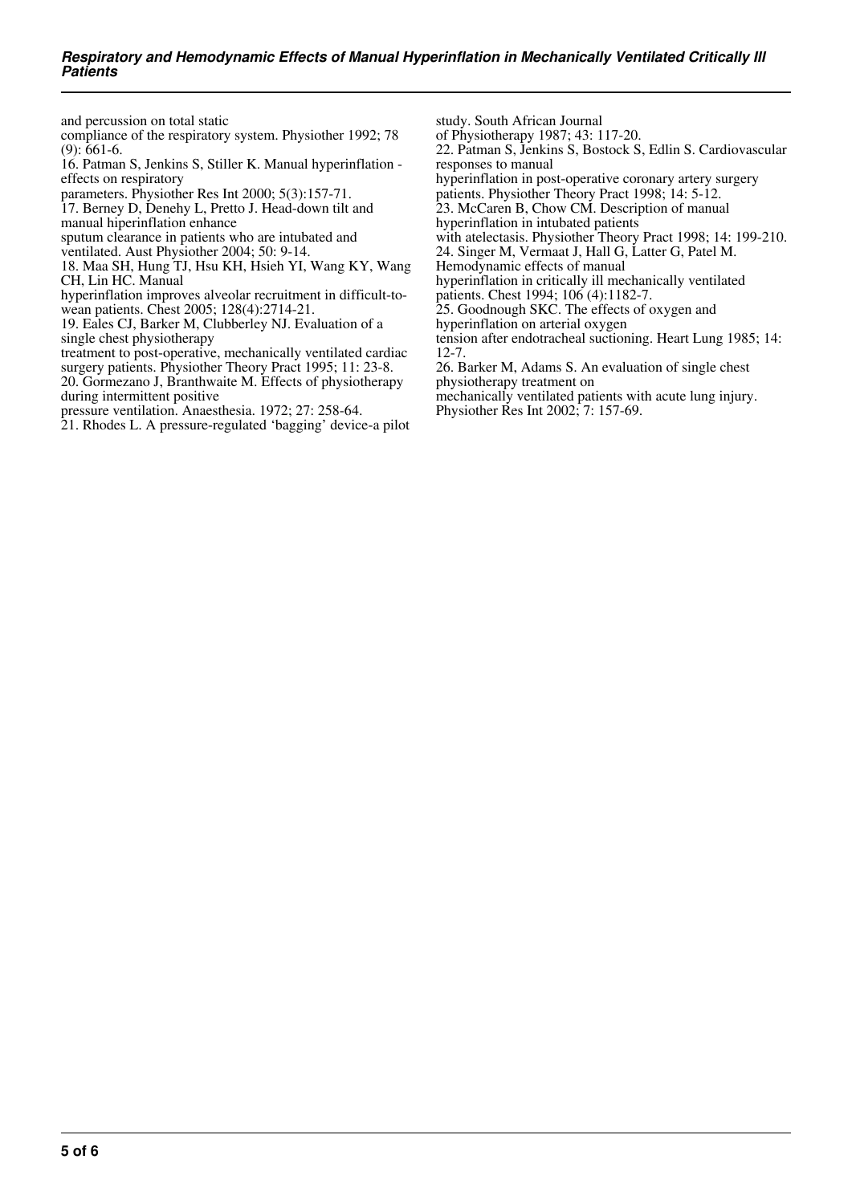and percussion on total static compliance of the respiratory system. Physiother 1992; 78 (9): 661-6.

16. Patman S, Jenkins S, Stiller K. Manual hyperinflation - effects on respiratory parameters. Physiother Res Int 2000; 5(3):157-71.

17. Berney D, Denehy L, Pretto J. Head-down tilt and manual hiperinflation enhance sputum clearance in patients who are intubated and ventilated. Aust Physiother 2004; 50: 9-14.

18. Maa SH, Hung TJ, Hsu KH, Hsieh YI, Wang KY, Wang CH, Lin HC. Manual hyperinflation improves alveolar recruitment in difficult-to-wean patients. Chest 2005; 128(4):2714-21.

19. Eales CJ, Barker M, Clubberley NJ. Evaluation of a single chest physiotherapy treatment to post-operative, mechanically ventilated cardiac surgery patients. Physiother Theory Pract 1995; 11: 23-8.

20. Gormezano J, Branthwaite M. Effects of physiotherapy during intermittent positive pressure ventilation. Anaesthesia. 1972; 27: 258-64.

21. Rhodes L. A pressure-regulated 'bagging' device-a pilot study. South African Journal of Physiotherapy 1987; 43: 117-20.

22. Patman S, Jenkins S, Bostock S, Edlin S. Cardiovascular responses to manual hyperinflation in post-operative coronary artery surgery patients. Physiother Theory Pract 1998; 14: 5-12.

23. McCaren B, Chow CM. Description of manual hyperinflation in intubated patients with atelectasis. Physiother Theory Pract 1998; 14: 199-210.

24. Singer M, Vermaat J, Hall G, Latter G, Patel M. Hemodynamic effects of manual hyperinflation in critically ill mechanically ventilated patients. Chest 1994; 106 (4):1182-7.

25. Goodnough SKC. The effects of oxygen and hyperinflation on arterial oxygen tension after endotracheal suctioning. Heart Lung 1985; 14: 12-7.

26. Barker M, Adams S. An evaluation of single chest physiotherapy treatment on mechanically ventilated patients with acute lung injury. Physiother Res Int 2002; 7: 157-69.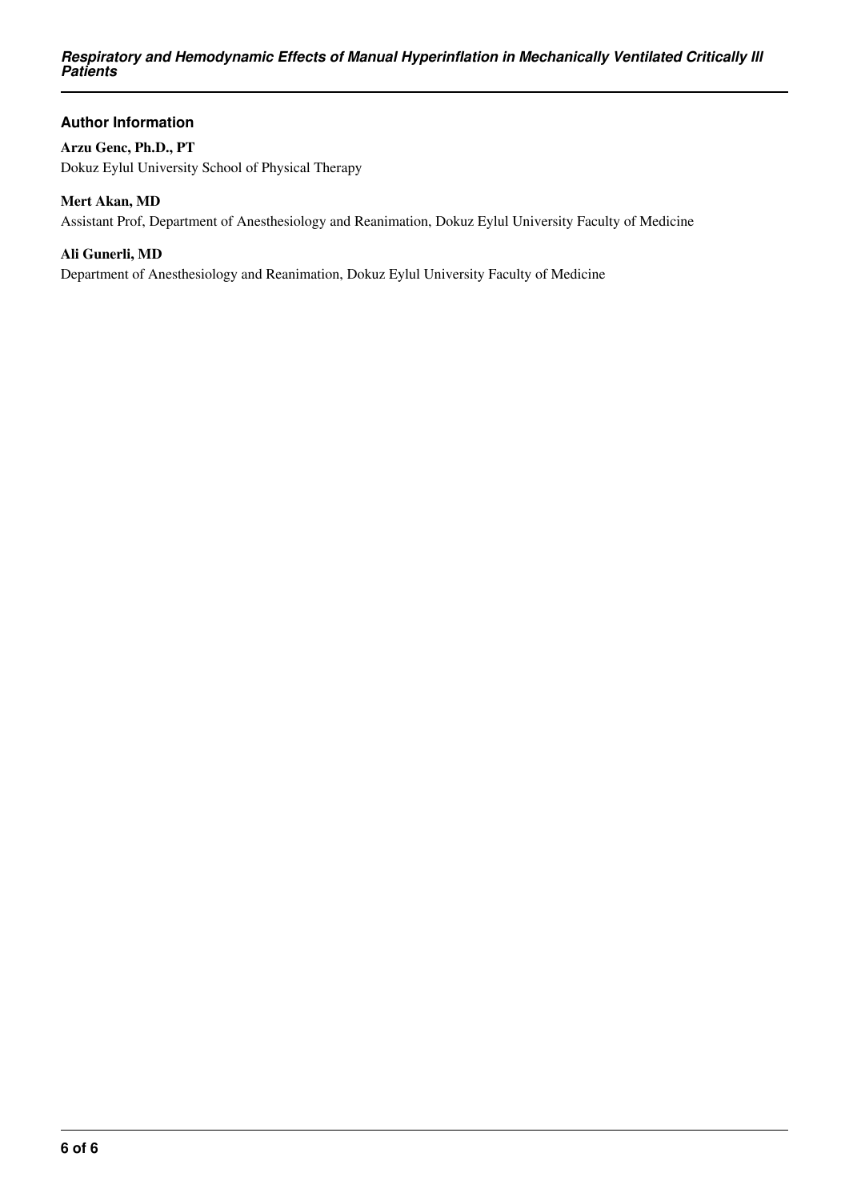### Author Information

**Arzu Genc, Ph.D., PT**
Dokuz Eylul University School of Physical Therapy

**Mert Akan, MD**
Assistant Prof, Department of Anesthesiology and Reanimation, Dokuz Eylul University Faculty of Medicine

**Ali Gunerli, MD**
Department of Anesthesiology and Reanimation, Dokuz Eylul University Faculty of Medicine